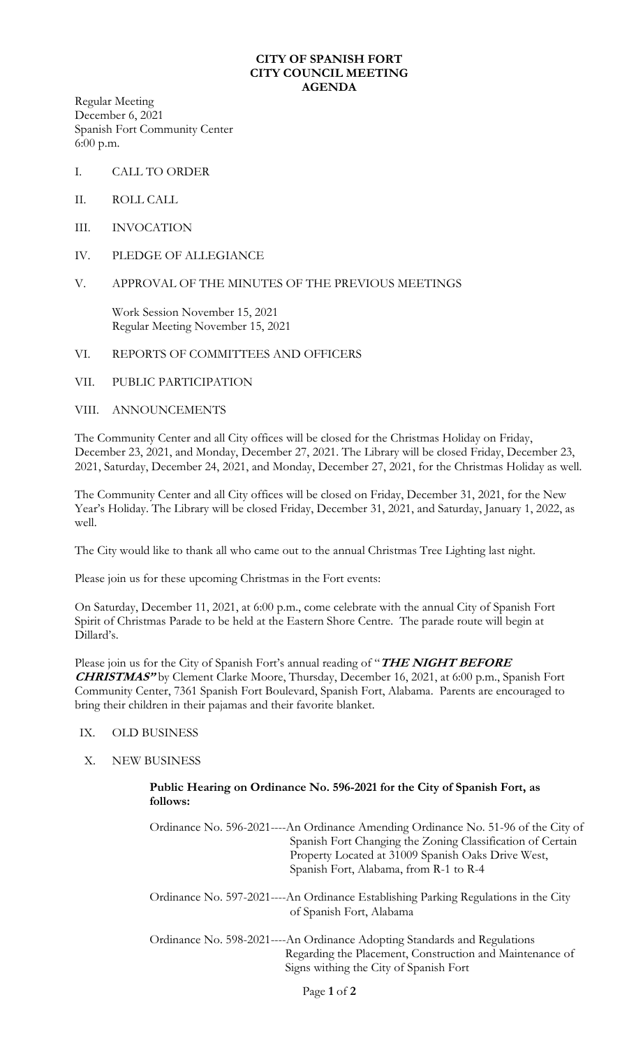**CITY OF SPANISH FORT**
**CITY COUNCIL MEETING**
**AGENDA**

Regular Meeting
December 6, 2021
Spanish Fort Community Center
6:00 p.m.

I. CALL TO ORDER

II. ROLL CALL

III. INVOCATION

IV. PLEDGE OF ALLEGIANCE

V. APPROVAL OF THE MINUTES OF THE PREVIOUS MEETINGS

Work Session November 15, 2021
Regular Meeting November 15, 2021

VI. REPORTS OF COMMITTEES AND OFFICERS

VII. PUBLIC PARTICIPATION

VIII. ANNOUNCEMENTS

The Community Center and all City offices will be closed for the Christmas Holiday on Friday, December 23, 2021, and Monday, December 27, 2021. The Library will be closed Friday, December 23, 2021, Saturday, December 24, 2021, and Monday, December 27, 2021, for the Christmas Holiday as well.

The Community Center and all City offices will be closed on Friday, December 31, 2021, for the New Year's Holiday. The Library will be closed Friday, December 31, 2021, and Saturday, January 1, 2022, as well.

The City would like to thank all who came out to the annual Christmas Tree Lighting last night.

Please join us for these upcoming Christmas in the Fort events:

On Saturday, December 11, 2021, at 6:00 p.m., come celebrate with the annual City of Spanish Fort Spirit of Christmas Parade to be held at the Eastern Shore Centre. The parade route will begin at Dillard's.

Please join us for the City of Spanish Fort's annual reading of "***THE NIGHT BEFORE CHRISTMAS"*** by Clement Clarke Moore, Thursday, December 16, 2021, at 6:00 p.m., Spanish Fort Community Center, 7361 Spanish Fort Boulevard, Spanish Fort, Alabama. Parents are encouraged to bring their children in their pajamas and their favorite blanket.

IX. OLD BUSINESS

X. NEW BUSINESS

**Public Hearing on Ordinance No. 596-2021 for the City of Spanish Fort, as follows:**

Ordinance No. 596-2021----An Ordinance Amending Ordinance No. 51-96 of the City of Spanish Fort Changing the Zoning Classification of Certain Property Located at 31009 Spanish Oaks Drive West, Spanish Fort, Alabama, from R-1 to R-4

Ordinance No. 597-2021----An Ordinance Establishing Parking Regulations in the City of Spanish Fort, Alabama

Ordinance No. 598-2021----An Ordinance Adopting Standards and Regulations Regarding the Placement, Construction and Maintenance of Signs withing the City of Spanish Fort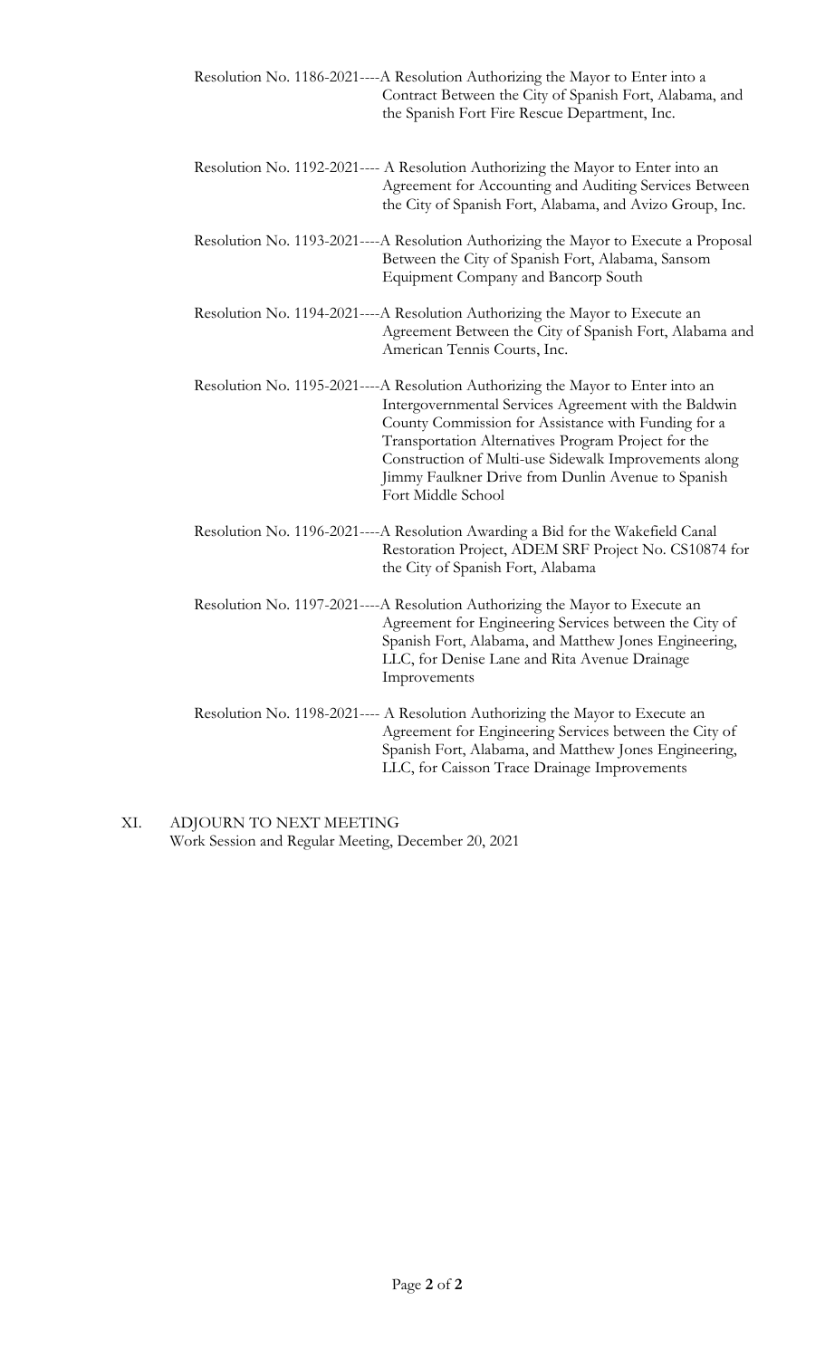Resolution No. 1186-2021----A Resolution Authorizing the Mayor to Enter into a Contract Between the City of Spanish Fort, Alabama, and the Spanish Fort Fire Rescue Department, Inc.

Resolution No. 1192-2021---- A Resolution Authorizing the Mayor to Enter into an Agreement for Accounting and Auditing Services Between the City of Spanish Fort, Alabama, and Avizo Group, Inc.

Resolution No. 1193-2021----A Resolution Authorizing the Mayor to Execute a Proposal Between the City of Spanish Fort, Alabama, Sansom Equipment Company and Bancorp South

Resolution No. 1194-2021----A Resolution Authorizing the Mayor to Execute an Agreement Between the City of Spanish Fort, Alabama and American Tennis Courts, Inc.

Resolution No. 1195-2021----A Resolution Authorizing the Mayor to Enter into an Intergovernmental Services Agreement with the Baldwin County Commission for Assistance with Funding for a Transportation Alternatives Program Project for the Construction of Multi-use Sidewalk Improvements along Jimmy Faulkner Drive from Dunlin Avenue to Spanish Fort Middle School

Resolution No. 1196-2021----A Resolution Awarding a Bid for the Wakefield Canal Restoration Project, ADEM SRF Project No. CS10874 for the City of Spanish Fort, Alabama

Resolution No. 1197-2021----A Resolution Authorizing the Mayor to Execute an Agreement for Engineering Services between the City of Spanish Fort, Alabama, and Matthew Jones Engineering, LLC, for Denise Lane and Rita Avenue Drainage Improvements

Resolution No. 1198-2021---- A Resolution Authorizing the Mayor to Execute an Agreement for Engineering Services between the City of Spanish Fort, Alabama, and Matthew Jones Engineering, LLC, for Caisson Trace Drainage Improvements

XI. ADJOURN TO NEXT MEETING
Work Session and Regular Meeting, December 20, 2021